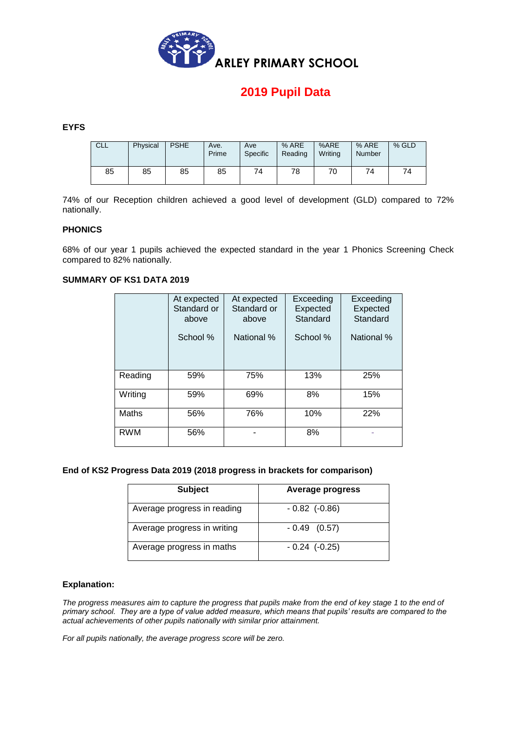# ARLEY PRIMARY SCHOOL

## 2019 Pupil Data

### EYFS

| CLL | Physical | PSHE | Ave. Prime | Ave Specific | % ARE Reading | %ARE Writing | % ARE Number | % GLD |
|---|---|---|---|---|---|---|---|---|
| 85 | 85 | 85 | 85 | 74 | 78 | 70 | 74 | 74 |

74% of our Reception children achieved a good level of development (GLD) compared to 72% nationally.

### PHONICS

68% of our year 1 pupils achieved the expected standard in the year 1 Phonics Screening Check compared to 82% nationally.

### SUMMARY OF KS1 DATA 2019

| | At expected Standard or above School % | At expected Standard or above National % | Exceeding Expected Standard School % | Exceeding Expected Standard National % |
|---|---|---|---|---|
| Reading | 59% | 75% | 13% | 25% |
| Writing | 59% | 69% | 8% | 15% |
| Maths | 56% | 76% | 10% | 22% |
| RWM | 56% | - | 8% | - |

### End of KS2 Progress Data 2019 (2018 progress in brackets for comparison)

| Subject | Average progress |
|---|---|
| Average progress in reading | - 0.82 (-0.86) |
| Average progress in writing | - 0.49 (0.57) |
| Average progress in maths | - 0.24 (-0.25) |

### Explanation:

*The progress measures aim to capture the progress that pupils make from the end of key stage 1 to the end of primary school. They are a type of value added measure, which means that pupils' results are compared to the actual achievements of other pupils nationally with similar prior attainment.*

*For all pupils nationally, the average progress score will be zero.*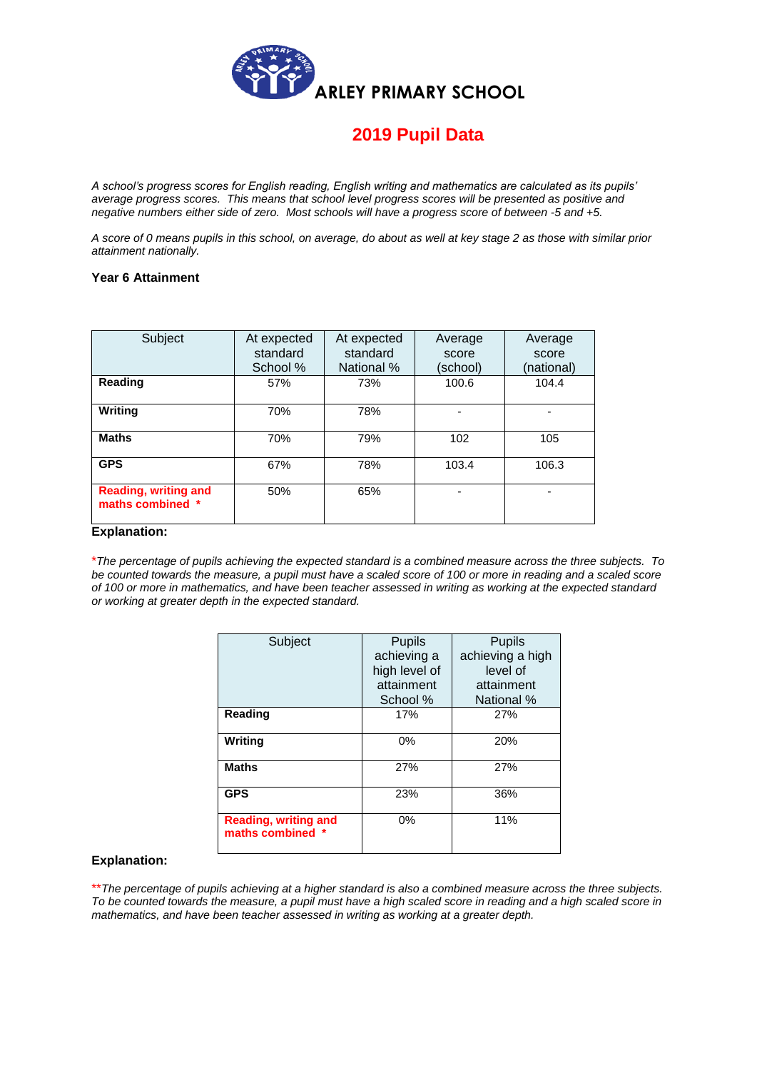# ARLEY PRIMARY SCHOOL

## 2019 Pupil Data

*A school's progress scores for English reading, English writing and mathematics are calculated as its pupils' average progress scores. This means that school level progress scores will be presented as positive and negative numbers either side of zero. Most schools will have a progress score of between -5 and +5.*

*A score of 0 means pupils in this school, on average, do about as well at key stage 2 as those with similar prior attainment nationally.*

### Year 6 Attainment

| Subject | At expected standard School % | At expected standard National % | Average score (school) | Average score (national) |
|---|---|---|---|---|
| **Reading** | 57% | 73% | 100.6 | 104.4 |
| **Writing** | 70% | 78% | - | - |
| **Maths** | 70% | 79% | 102 | 105 |
| **GPS** | 67% | 78% | 103.4 | 106.3 |
| **Reading, writing and maths combined** * | 50% | 65% | - | - |

**Explanation:**

**The percentage of pupils achieving the expected standard is a combined measure across the three subjects. To be counted towards the measure, a pupil must have a scaled score of 100 or more in reading and a scaled score of 100 or more in mathematics, and have been teacher assessed in writing as working at the expected standard or working at greater depth in the expected standard.*

| Subject | Pupils achieving a high level of attainment School % | Pupils achieving a high level of attainment National % |
|---|---|---|
| **Reading** | 17% | 27% |
| **Writing** | 0% | 20% |
| **Maths** | 27% | 27% |
| **GPS** | 23% | 36% |
| **Reading, writing and maths combined** * | 0% | 11% |

**Explanation:**

***The percentage of pupils achieving at a higher standard is also a combined measure across the three subjects. To be counted towards the measure, a pupil must have a high scaled score in reading and a high scaled score in mathematics, and have been teacher assessed in writing as working at a greater depth.*